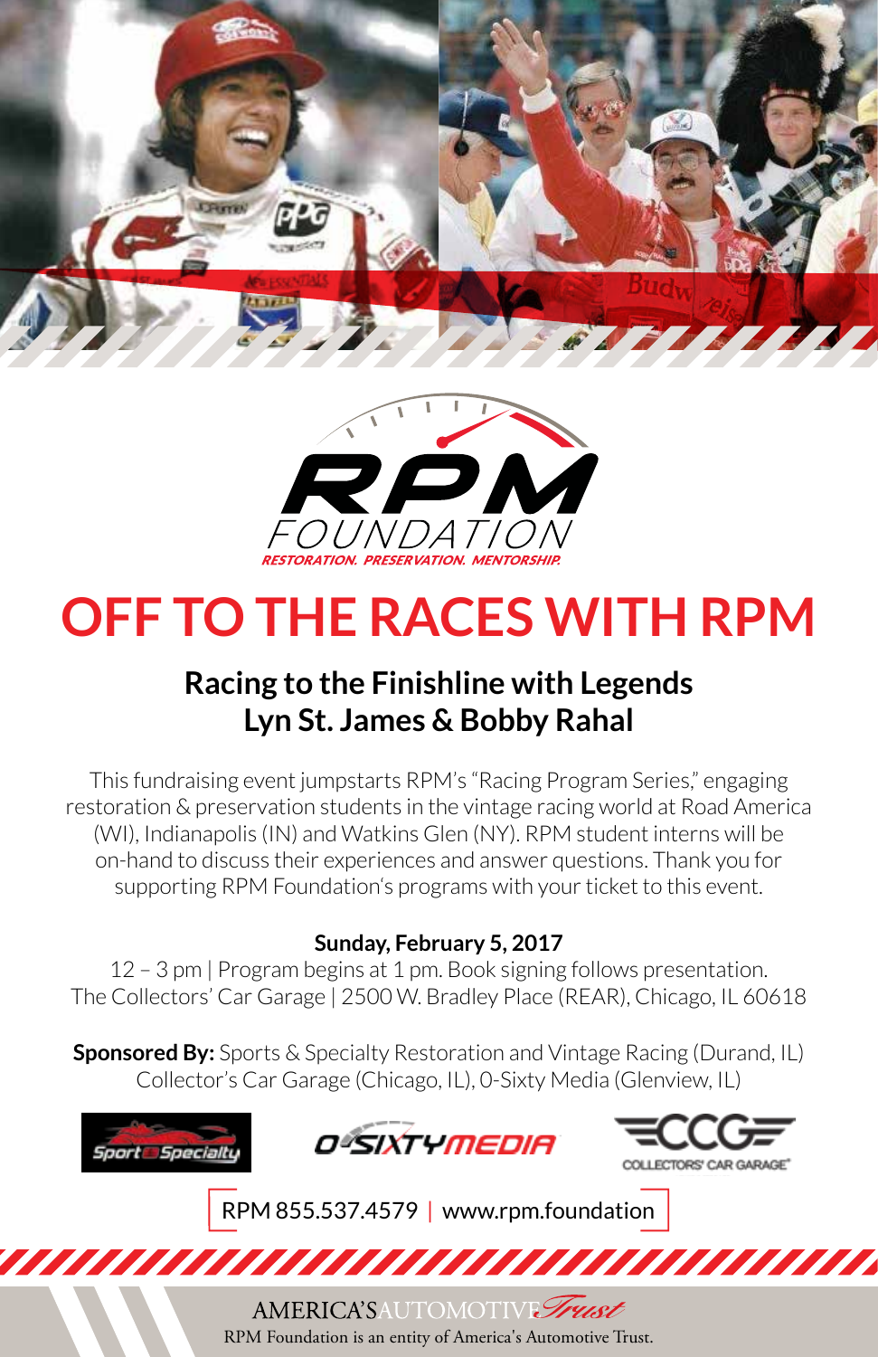RPM FOUNDATION
RESTORATION. PRESERVATION. MENTORSHIP.

# OFF TO THE RACES WITH RPM

## Racing to the Finishline with Legends Lyn St. James & Bobby Rahal

This fundraising event jumpstarts RPM's "Racing Program Series," engaging restoration & preservation students in the vintage racing world at Road America (WI), Indianapolis (IN) and Watkins Glen (NY). RPM student interns will be on-hand to discuss their experiences and answer questions. Thank you for supporting RPM Foundation's programs with your ticket to this event.

**Sunday, February 5, 2017**
12 – 3 pm | Program begins at 1 pm. Book signing follows presentation.
The Collectors' Car Garage | 2500 W. Bradley Place (REAR), Chicago, IL 60618

**Sponsored By:** Sports & Specialty Restoration and Vintage Racing (Durand, IL)
Collector's Car Garage (Chicago, IL), 0-Sixty Media (Glenview, IL)

Sport & Specialty | 0-SIXTY MEDIA | CCG COLLECTORS' CAR GARAGE

RPM 855.537.4579 | www.rpm.foundation

AMERICA'S AUTOMOTIVE Trust
RPM Foundation is an entity of America's Automotive Trust.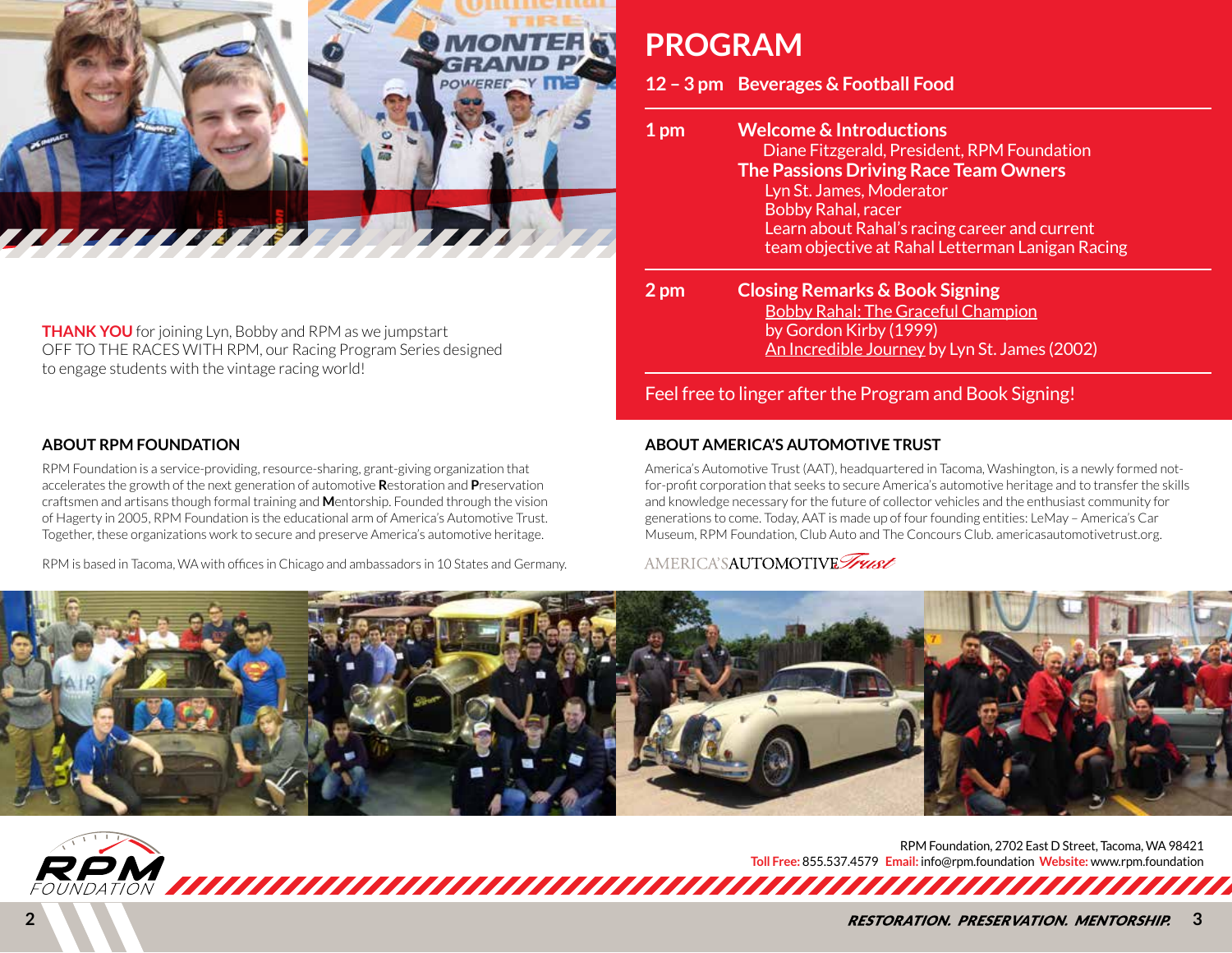**THANK YOU** for joining Lyn, Bobby and RPM as we jumpstart OFF TO THE RACES WITH RPM, our Racing Program Series designed to engage students with the vintage racing world!

# PROGRAM

**12 – 3 pm Beverages & Football Food**

**1 pm Welcome & Introductions**
Diane Fitzgerald, President, RPM Foundation

**The Passions Driving Race Team Owners**
Lyn St. James, Moderator
Bobby Rahal, racer
Learn about Rahal's racing career and current team objective at Rahal Letterman Lanigan Racing

**2 pm Closing Remarks & Book Signing**
Bobby Rahal: The Graceful Champion by Gordon Kirby (1999)
An Incredible Journey by Lyn St. James (2002)

Feel free to linger after the Program and Book Signing!

## ABOUT RPM FOUNDATION

RPM Foundation is a service-providing, resource-sharing, grant-giving organization that accelerates the growth of the next generation of automotive **R**estoration and **P**reservation craftsmen and artisans though formal training and **M**entorship. Founded through the vision of Hagerty in 2005, RPM Foundation is the educational arm of America's Automotive Trust. Together, these organizations work to secure and preserve America's automotive heritage.

RPM is based in Tacoma, WA with offices in Chicago and ambassadors in 10 States and Germany.

## ABOUT AMERICA'S AUTOMOTIVE TRUST

America's Automotive Trust (AAT), headquartered in Tacoma, Washington, is a newly formed not-for-profit corporation that seeks to secure America's automotive heritage and to transfer the skills and knowledge necessary for the future of collector vehicles and the enthusiast community for generations to come. Today, AAT is made up of four founding entities: LeMay – America's Car Museum, RPM Foundation, Club Auto and The Concours Club. americasautomotivetrust.org.

AMERICA'S AUTOMOTIVE Trust

RPM FOUNDATION

RPM Foundation, 2702 East D Street, Tacoma, WA 98421
**Toll Free:** 855.537.4579 **Email:** info@rpm.foundation **Website:** www.rpm.foundation

*RESTORATION. PRESERVATION. MENTORSHIP.*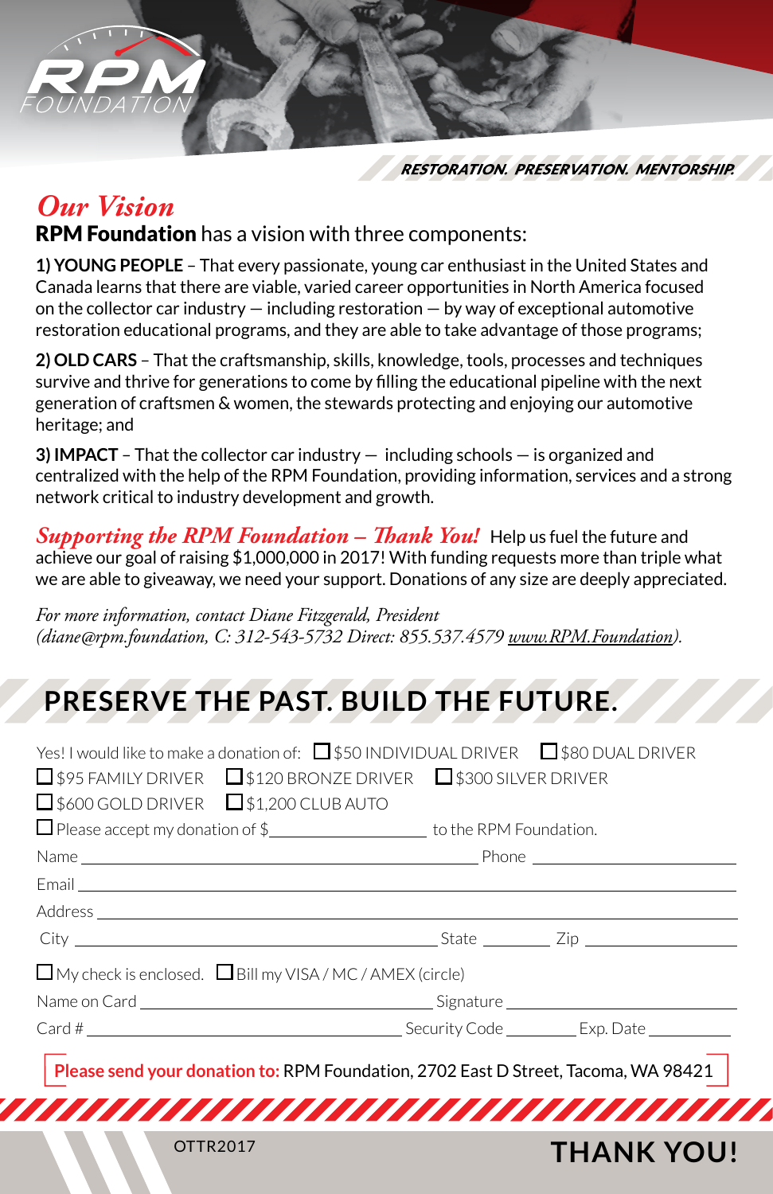RPM FOUNDATION

*RESTORATION. PRESERVATION. MENTORSHIP.*

## *Our Vision*

**RPM Foundation** has a vision with three components:

**1) YOUNG PEOPLE** – That every passionate, young car enthusiast in the United States and Canada learns that there are viable, varied career opportunities in North America focused on the collector car industry — including restoration — by way of exceptional automotive restoration educational programs, and they are able to take advantage of those programs;

**2) OLD CARS** – That the craftsmanship, skills, knowledge, tools, processes and techniques survive and thrive for generations to come by filling the educational pipeline with the next generation of craftsmen & women, the stewards protecting and enjoying our automotive heritage; and

**3) IMPACT** – That the collector car industry — including schools — is organized and centralized with the help of the RPM Foundation, providing information, services and a strong network critical to industry development and growth.

***Supporting the RPM Foundation – Thank You!*** Help us fuel the future and achieve our goal of raising $1,000,000 in 2017! With funding requests more than triple what we are able to giveaway, we need your support. Donations of any size are deeply appreciated.

*For more information, contact Diane Fitzgerald, President (diane@rpm.foundation, C: 312-543-5732 Direct: 855.537.4579 www.RPM.Foundation).*

## PRESERVE THE PAST. BUILD THE FUTURE.

Yes! I would like to make a donation of: ☐ $50 INDIVIDUAL DRIVER ☐ $80 DUAL DRIVER
☐ $95 FAMILY DRIVER ☐ $120 BRONZE DRIVER ☐ $300 SILVER DRIVER
☐ $600 GOLD DRIVER ☐ $1,200 CLUB AUTO
☐ Please accept my donation of $__________ to the RPM Foundation.

Name ______________________ Phone ______________

Email ______________________________________

Address ____________________________________

City ______________________ State ________ Zip ____________

☐ My check is enclosed. ☐ Bill my VISA / MC / AMEX (circle)

Name on Card ____________________ Signature ____________________

Card # ____________________ Security Code ________ Exp. Date ________

**Please send your donation to:** RPM Foundation, 2702 East D Street, Tacoma, WA 98421

OTTR2017

**THANK YOU!**